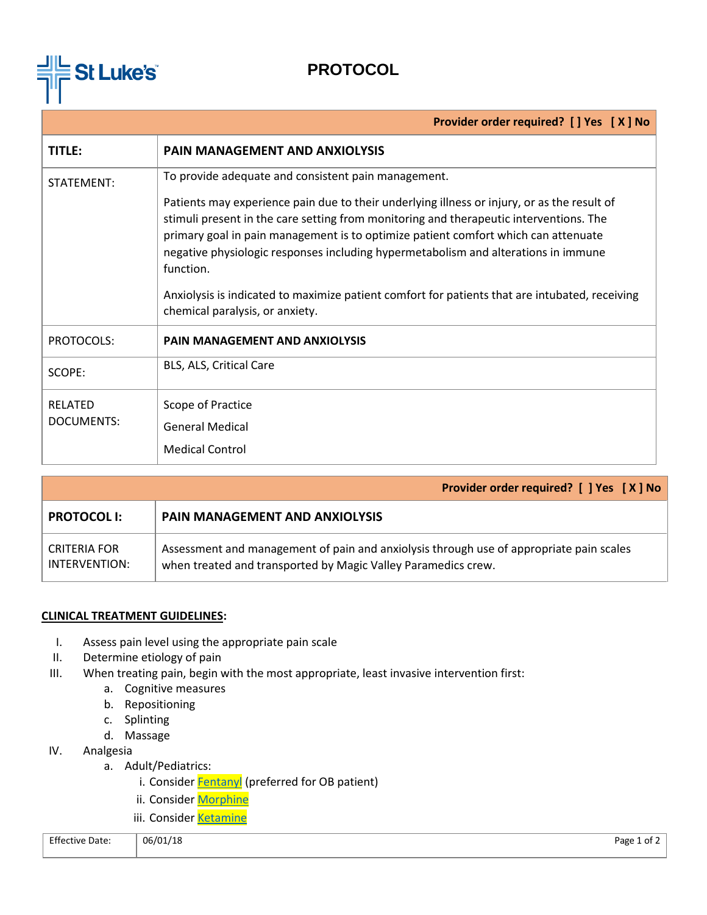# PROTOCOL

| | Provider order required? [ ] Yes [ X ] No |
|---|---|
| **TITLE:** | **PAIN MANAGEMENT AND ANXIOLYSIS** |
| STATEMENT: | To provide adequate and consistent pain management.<br><br>Patients may experience pain due to their underlying illness or injury, or as the result of stimuli present in the care setting from monitoring and therapeutic interventions. The primary goal in pain management is to optimize patient comfort which can attenuate negative physiologic responses including hypermetabolism and alterations in immune function.<br><br>Anxiolysis is indicated to maximize patient comfort for patients that are intubated, receiving chemical paralysis, or anxiety. |
| PROTOCOLS: | **PAIN MANAGEMENT AND ANXIOLYSIS** |
| SCOPE: | BLS, ALS, Critical Care |
| RELATED DOCUMENTS: | Scope of Practice<br>General Medical<br>Medical Control |

| | Provider order required? [ ] Yes [ X ] No |
|---|---|
| **PROTOCOL I:** | **PAIN MANAGEMENT AND ANXIOLYSIS** |
| CRITERIA FOR INTERVENTION: | Assessment and management of pain and anxiolysis through use of appropriate pain scales when treated and transported by Magic Valley Paramedics crew. |

**CLINICAL TREATMENT GUIDELINES:**

I. Assess pain level using the appropriate pain scale
II. Determine etiology of pain
III. When treating pain, begin with the most appropriate, least invasive intervention first:
   a. Cognitive measures
   b. Repositioning
   c. Splinting
   d. Massage
IV. Analgesia
   a. Adult/Pediatrics:
      i. Consider Fentanyl (preferred for OB patient)
      ii. Consider Morphine
      iii. Consider Ketamine

| Effective Date: | 06/01/18 |
|---|---|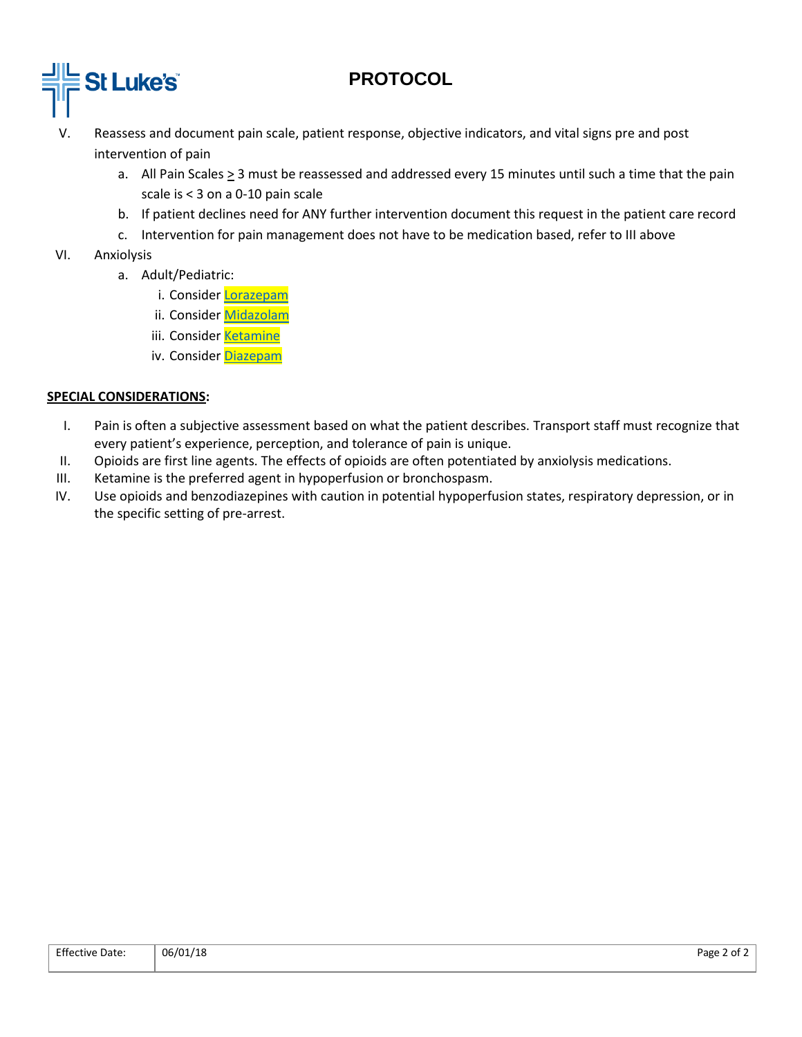V. Reassess and document pain scale, patient response, objective indicators, and vital signs pre and post intervention of pain
   a. All Pain Scales ≥ 3 must be reassessed and addressed every 15 minutes until such a time that the pain scale is < 3 on a 0-10 pain scale
   b. If patient declines need for ANY further intervention document this request in the patient care record
   c. Intervention for pain management does not have to be medication based, refer to III above

VI. Anxiolysis
   a. Adult/Pediatric:
      i. Consider Lorazepam
      ii. Consider Midazolam
      iii. Consider Ketamine
      iv. Consider Diazepam

**SPECIAL CONSIDERATIONS:**

I. Pain is often a subjective assessment based on what the patient describes. Transport staff must recognize that every patient's experience, perception, and tolerance of pain is unique.

II. Opioids are first line agents. The effects of opioids are often potentiated by anxiolysis medications.

III. Ketamine is the preferred agent in hypoperfusion or bronchospasm.

IV. Use opioids and benzodiazepines with caution in potential hypoperfusion states, respiratory depression, or in the specific setting of pre-arrest.